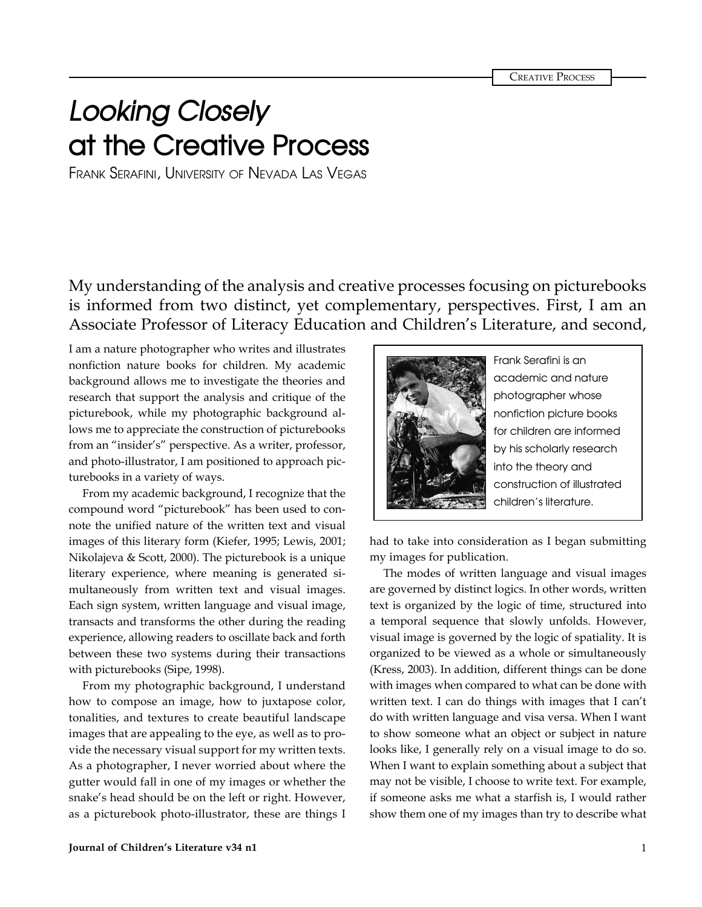# *Looking Closely* at the Creative Process

Frank Serafini, University of Nevada Las Vegas

My understanding of the analysis and creative processes focusing on picturebooks is informed from two distinct, yet complementary, perspectives. First, I am an Associate Professor of Literacy Education and Children's Literature, and second, I am a nature photographer who writes and illustrates nonfiction nature books for children. My academic background allows me to investigate the theories and research that support the analysis and critique of the picturebook, while my photographic background allows me to appreciate the construction of picturebooks from an "insider's" perspective. As a writer, professor, and photo-illustrator, I am positioned to approach picturebooks in a variety of ways.

Frank Serafini is an academic and nature photographer whose nonfiction picture books for children are informed by his scholarly research into the theory and construction of illustrated children's literature.

From my academic background, I recognize that the compound word "picturebook" has been used to connote the unified nature of the written text and visual images of this literary form (Kiefer, 1995; Lewis, 2001; Nikolajeva & Scott, 2000). The picturebook is a unique literary experience, where meaning is generated simultaneously from written text and visual images. Each sign system, written language and visual image, transacts and transforms the other during the reading experience, allowing readers to oscillate back and forth between these two systems during their transactions with picturebooks (Sipe, 1998).

From my photographic background, I understand how to compose an image, how to juxtapose color, tonalities, and textures to create beautiful landscape images that are appealing to the eye, as well as to provide the necessary visual support for my written texts. As a photographer, I never worried about where the gutter would fall in one of my images or whether the snake's head should be on the left or right. However, as a picturebook photo-illustrator, these are things I had to take into consideration as I began submitting my images for publication.

The modes of written language and visual images are governed by distinct logics. In other words, written text is organized by the logic of time, structured into a temporal sequence that slowly unfolds. However, visual image is governed by the logic of spatiality. It is organized to be viewed as a whole or simultaneously (Kress, 2003). In addition, different things can be done with images when compared to what can be done with written text. I can do things with images that I can't do with written language and visa versa. When I want to show someone what an object or subject in nature looks like, I generally rely on a visual image to do so. When I want to explain something about a subject that may not be visible, I choose to write text. For example, if someone asks me what a starfish is, I would rather show them one of my images than try to describe what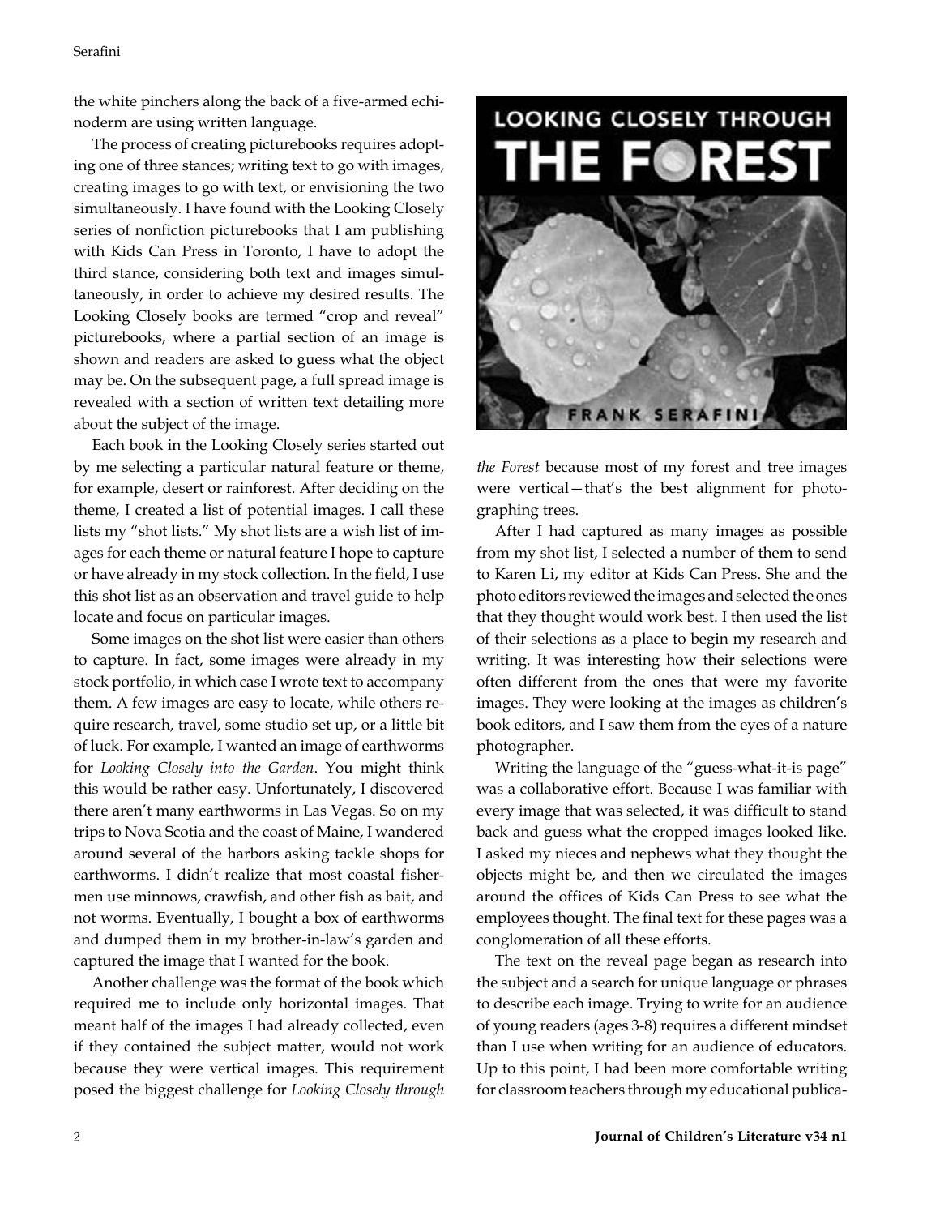the white pinchers along the back of a five-armed echinoderm are using written language.

The process of creating picturebooks requires adopting one of three stances; writing text to go with images, creating images to go with text, or envisioning the two simultaneously. I have found with the Looking Closely series of nonfiction picturebooks that I am publishing with Kids Can Press in Toronto, I have to adopt the third stance, considering both text and images simultaneously, in order to achieve my desired results. The Looking Closely books are termed "crop and reveal" picturebooks, where a partial section of an image is shown and readers are asked to guess what the object may be. On the subsequent page, a full spread image is revealed with a section of written text detailing more about the subject of the image.

Each book in the Looking Closely series started out by me selecting a particular natural feature or theme, for example, desert or rainforest. After deciding on the theme, I created a list of potential images. I call these lists my "shot lists." My shot lists are a wish list of images for each theme or natural feature I hope to capture or have already in my stock collection. In the field, I use this shot list as an observation and travel guide to help locate and focus on particular images.

Some images on the shot list were easier than others to capture. In fact, some images were already in my stock portfolio, in which case I wrote text to accompany them. A few images are easy to locate, while others require research, travel, some studio set up, or a little bit of luck. For example, I wanted an image of earthworms for *Looking Closely into the Garden*. You might think this would be rather easy. Unfortunately, I discovered there aren't many earthworms in Las Vegas. So on my trips to Nova Scotia and the coast of Maine, I wandered around several of the harbors asking tackle shops for earthworms. I didn't realize that most coastal fishermen use minnows, crawfish, and other fish as bait, and not worms. Eventually, I bought a box of earthworms and dumped them in my brother-in-law's garden and captured the image that I wanted for the book.

Another challenge was the format of the book which required me to include only horizontal images. That meant half of the images I had already collected, even if they contained the subject matter, would not work because they were vertical images. This requirement posed the biggest challenge for *Looking Closely through the Forest* because most of my forest and tree images were vertical—that's the best alignment for photographing trees.

After I had captured as many images as possible from my shot list, I selected a number of them to send to Karen Li, my editor at Kids Can Press. She and the photo editors reviewed the images and selected the ones that they thought would work best. I then used the list of their selections as a place to begin my research and writing. It was interesting how their selections were often different from the ones that were my favorite images. They were looking at the images as children's book editors, and I saw them from the eyes of a nature photographer.

Writing the language of the "guess-what-it-is page" was a collaborative effort. Because I was familiar with every image that was selected, it was difficult to stand back and guess what the cropped images looked like. I asked my nieces and nephews what they thought the objects might be, and then we circulated the images around the offices of Kids Can Press to see what the employees thought. The final text for these pages was a conglomeration of all these efforts.

The text on the reveal page began as research into the subject and a search for unique language or phrases to describe each image. Trying to write for an audience of young readers (ages 3-8) requires a different mindset than I use when writing for an audience of educators. Up to this point, I had been more comfortable writing for classroom teachers through my educational publica-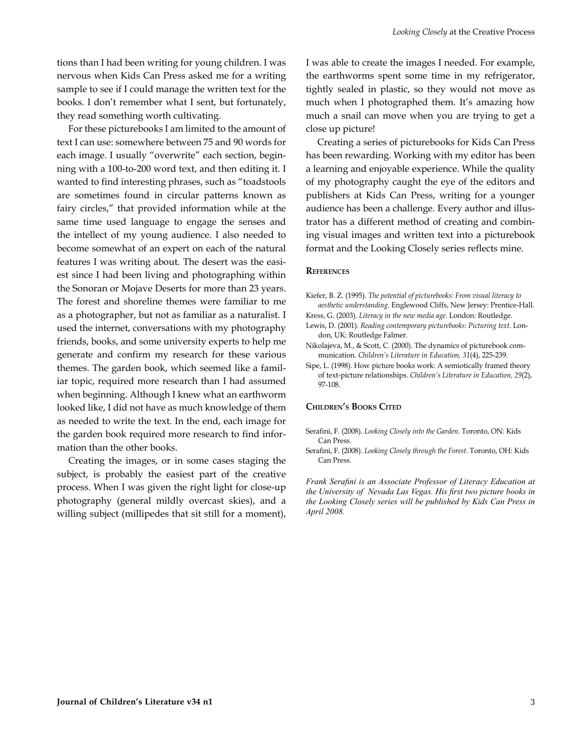tions than I had been writing for young children. I was nervous when Kids Can Press asked me for a writing sample to see if I could manage the written text for the books. I don't remember what I sent, but fortunately, they read something worth cultivating.

For these picturebooks I am limited to the amount of text I can use: somewhere between 75 and 90 words for each image. I usually "overwrite" each section, beginning with a 100-to-200 word text, and then editing it. I wanted to find interesting phrases, such as "toadstools are sometimes found in circular patterns known as fairy circles," that provided information while at the same time used language to engage the senses and the intellect of my young audience. I also needed to become somewhat of an expert on each of the natural features I was writing about. The desert was the easiest since I had been living and photographing within the Sonoran or Mojave Deserts for more than 23 years. The forest and shoreline themes were familiar to me as a photographer, but not as familiar as a naturalist. I used the internet, conversations with my photography friends, books, and some university experts to help me generate and confirm my research for these various themes. The garden book, which seemed like a familiar topic, required more research than I had assumed when beginning. Although I knew what an earthworm looked like, I did not have as much knowledge of them as needed to write the text. In the end, each image for the garden book required more research to find information than the other books.

Creating the images, or in some cases staging the subject, is probably the easiest part of the creative process. When I was given the right light for close-up photography (general mildly overcast skies), and a willing subject (millipedes that sit still for a moment), I was able to create the images I needed. For example, the earthworms spent some time in my refrigerator, tightly sealed in plastic, so they would not move as much when I photographed them. It's amazing how much a snail can move when you are trying to get a close up picture!

Creating a series of picturebooks for Kids Can Press has been rewarding. Working with my editor has been a learning and enjoyable experience. While the quality of my photography caught the eye of the editors and publishers at Kids Can Press, writing for a younger audience has been a challenge. Every author and illustrator has a different method of creating and combining visual images and written text into a picturebook format and the Looking Closely series reflects mine.

## References

Kiefer, B. Z. (1995). *The potential of picturebooks: From visual literacy to aesthetic understanding*. Englewood Cliffs, New Jersey: Prentice-Hall.

Kress, G. (2003). *Literacy in the new media age*. London: Routledge.

Lewis, D. (2001). *Reading contemporary picturebooks: Picturing text*. London, UK: Routledge Falmer.

Nikolajeva, M., & Scott, C. (2000). The dynamics of picturebook communication. *Children's Literature in Education, 31*(4), 225-239.

Sipe, L. (1998). How picture books work: A semiotically framed theory of text-picture relationships. *Children's Literature in Education, 29*(2), 97-108.

## Children's Books Cited

Serafini, F. (2008). *Looking Closely into the Garden*. Toronto, ON: Kids Can Press.

Serafini, F. (2008). *Looking Closely through the Forest*. Toronto, OH: Kids Can Press.

*Frank Serafini is an Associate Professor of Literacy Education at the University of Nevada Las Vegas. His first two picture books in the Looking Closely series will be published by Kids Can Press in April 2008.*